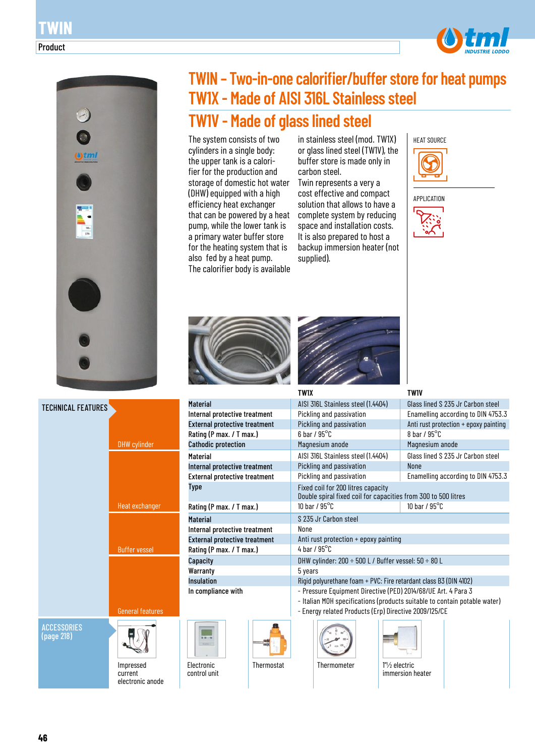# TWIN - Two-in-one calorifier/buffer store for heat pumps

## TW1X - Made of AISI 316L Stainless steel

## TW1V - Made of glass lined steel

The system consists of two cylinders in a single body: the upper tank is a calorifier for the production and storage of domestic hot water (DHW) equipped with a high efficiency heat exchanger that is can be powered by a heat pump, while the lower tank is a primary water buffer store for the heating system that is also fed by a heat pump. The calorifier body is available in stainless steel (mod. TW1X) or glass lined steel (TW1V), the buffer store is made only in carbon steel. Twin represents a very a cost effective and compact solution that allows to have a complete system by reducing space and installation costs. It is also prepared to host a backup immersion heater (not supplied).

HEAT SOURCE

APPLICATION

## TECHNICAL FEATURES

| | | TW1X | TW1V |
|---|---|---|---|
| DHW cylinder | Material | AISI 316L Stainless steel (1.4404) | Glass lined S 235 Jr Carbon steel |
| | Internal protective treatment | Pickling and passivation | Enamelling according to DIN 4753.3 |
| | External protective treatment | Pickling and passivation | Anti rust protection + epoxy painting |
| | Rating (P max. / T max.) | 6 bar / 95°C | 8 bar / 95°C |
| | Cathodic protection | Magnesium anode | Magnesium anode |
| Heat exchanger | Material | AISI 316L Stainless steel (1.4404) | Glass lined S 235 Jr Carbon steel |
| | Internal protective treatment | Pickling and passivation | None |
| | External protective treatment | Pickling and passivation | Enamelling according to DIN 4753.3 |
| | Type | Fixed coil for 200 litres capacity<br>Double spiral fixed coil for capacities from 300 to 500 litres | |
| | Rating (P max. / T max.) | 10 bar / 95°C | 10 bar / 95°C |
| Buffer vessel | Material | S 235 Jr Carbon steel | |
| | Internal protective treatment | None | |
| | External protective treatment | Anti rust protection + epoxy painting | |
| | Rating (P max. / T max.) | 4 bar / 95°C | |
| General features | Capacity | DHW cylinder: 200 ÷ 500 L / Buffer vessel: 50 ÷ 80 L | |
| | Warranty | 5 years | |
| | Insulation | Rigid polyurethane foam + PVC: Fire retardant class B3 (DIN 4102) | |
| | In compliance with | - Pressure Equipment Directive (PED) 2014/68/UE Art. 4 Para 3<br>- Italian MOH specifications (products suitable to contain potable water)<br>- Energy related Products (Erp) Directive 2009/125/CE | |

## ACCESSORIES (page 218)

- Impressed current electronic anode
- Electronic control unit
- Thermostat
- Thermometer
- 1"½ electric immersion heater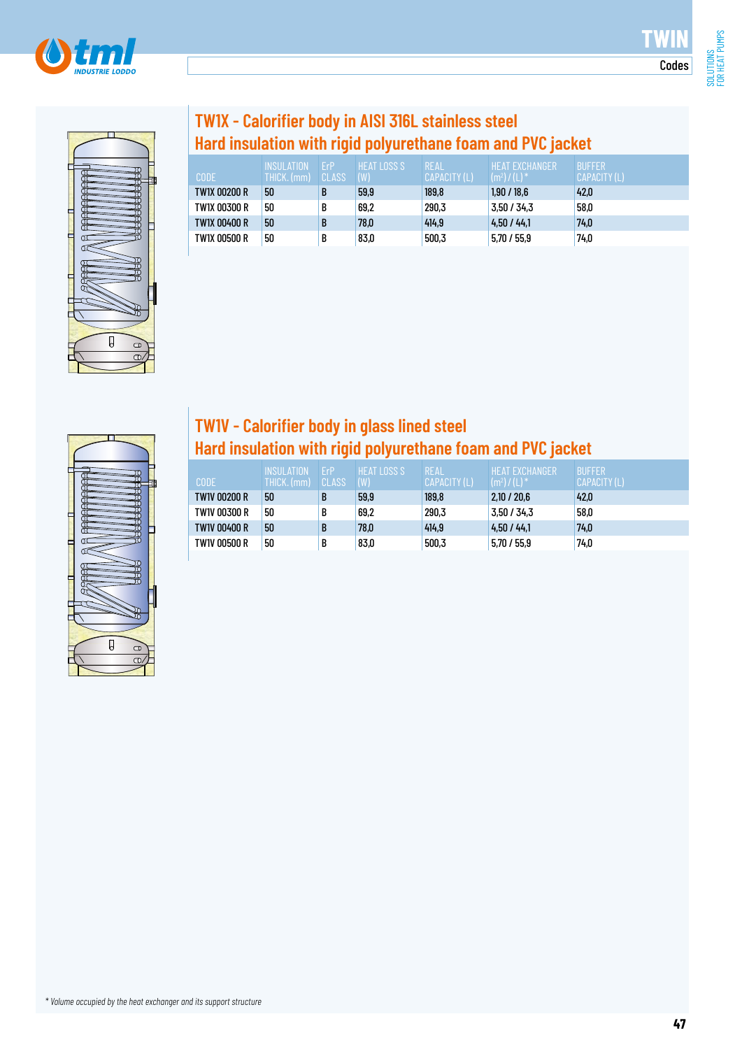## TW1X - Calorifier body in AISI 316L stainless steel
## Hard insulation with rigid polyurethane foam and PVC jacket

| CODE | INSULATION THICK. (mm) | ErP CLASS | HEAT LOSS S (W) | REAL CAPACITY (L) | HEAT EXCHANGER ($m^2$) / (L) * | BUFFER CAPACITY (L) |
|---|---|---|---|---|---|---|
| TW1X 00200 R | 50 | B | 59,9 | 189,8 | 1,90 / 18,6 | 42,0 |
| TW1X 00300 R | 50 | B | 69,2 | 290,3 | 3,50 / 34,3 | 58,0 |
| TW1X 00400 R | 50 | B | 78,0 | 414,9 | 4,50 / 44,1 | 74,0 |
| TW1X 00500 R | 50 | B | 83,0 | 500,3 | 5,70 / 55,9 | 74,0 |

## TW1V - Calorifier body in glass lined steel
## Hard insulation with rigid polyurethane foam and PVC jacket

| CODE | INSULATION THICK. (mm) | ErP CLASS | HEAT LOSS S (W) | REAL CAPACITY (L) | HEAT EXCHANGER ($m^2$) / (L) * | BUFFER CAPACITY (L) |
|---|---|---|---|---|---|---|
| TW1V 00200 R | 50 | B | 59,9 | 189,8 | 2,10 / 20,6 | 42,0 |
| TW1V 00300 R | 50 | B | 69,2 | 290,3 | 3,50 / 34,3 | 58,0 |
| TW1V 00400 R | 50 | B | 78,0 | 414,9 | 4,50 / 44,1 | 74,0 |
| TW1V 00500 R | 50 | B | 83,0 | 500,3 | 5,70 / 55,9 | 74,0 |

*\* Volume occupied by the heat exchanger and its support structure*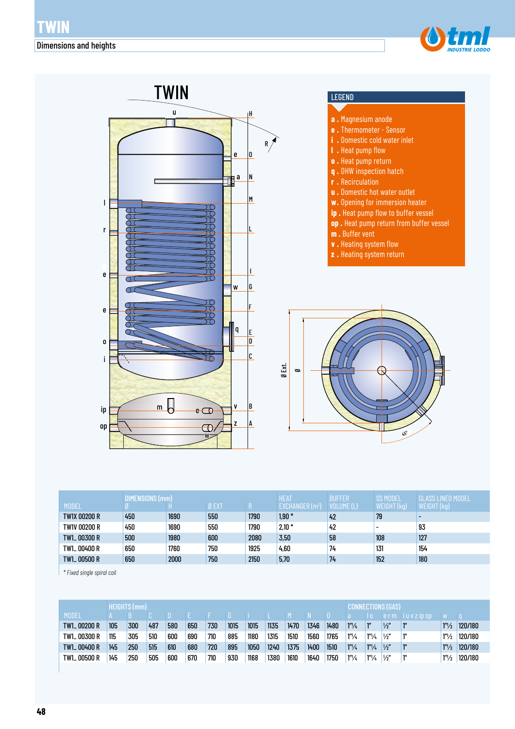# TWIN

## Dimensions and heights

### LEGEND

- **a .** Magnesium anode
- **e .** Thermometer - Sensor
- **i .** Domestic cold water inlet
- **l .** Heat pump flow
- **o .** Heat pump return
- **q .** DHW inspection hatch
- **r .** Recirculation
- **u .** Domestic hot water outlet
- **w .** Opening for immersion heater
- **ip .** Heat pump flow to buffer vessel
- **op .** Heat pump return from buffer vessel
- **m .** Buffer vent
- **v .** Heating system flow
- **z .** Heating system return

| MODEL | DIMENSIONS (mm) Ø | H | Ø EXT | R | HEAT EXCHANGER (m²) | BUFFER VOLUME (L) | SS MODEL WEIGHT (kg) | GLASS LINED MODEL WEIGHT (kg) |
|---|---|---|---|---|---|---|---|---|
| TW1X 00200 R | 450 | 1690 | 550 | 1790 | 1,90 * | 42 | 79 | - |
| TW1V 00200 R | 450 | 1690 | 550 | 1790 | 2,10 * | 42 | - | 93 |
| TW1_ 00300 R | 500 | 1980 | 600 | 2080 | 3,50 | 58 | 108 | 127 |
| TW1_ 00400 R | 650 | 1760 | 750 | 1925 | 4,60 | 74 | 131 | 154 |
| TW1_ 00500 R | 650 | 2000 | 750 | 2150 | 5,70 | 74 | 152 | 180 |

*\* Fixed single spiral coil*

| MODEL | HEIGHTS (mm) A | B | C | D | E | F | G | I | L | M | N | O | CONNECTIONS (GAS) a | l o | e r m | i u v z ip op | w | q |
|---|---|---|---|---|---|---|---|---|---|---|---|---|---|---|---|---|---|---|
| TW1_ 00200 R | 105 | 300 | 487 | 580 | 650 | 730 | 1015 | 1015 | 1135 | 1470 | 1346 | 1480 | 1"¼ | 1" | ½" | 1" | 1"½ | 120/180 |
| TW1_ 00300 R | 115 | 305 | 510 | 600 | 690 | 710 | 885 | 1180 | 1315 | 1510 | 1560 | 1765 | 1"¼ | 1"¼ | ½" | 1" | 1"½ | 120/180 |
| TW1_ 00400 R | 145 | 250 | 515 | 610 | 680 | 720 | 895 | 1050 | 1240 | 1375 | 1400 | 1510 | 1"¼ | 1"¼ | ½" | 1" | 1"½ | 120/180 |
| TW1_ 00500 R | 145 | 250 | 505 | 600 | 670 | 710 | 930 | 1168 | 1380 | 1610 | 1640 | 1750 | 1"¼ | 1"¼ | ½" | 1" | 1"½ | 120/180 |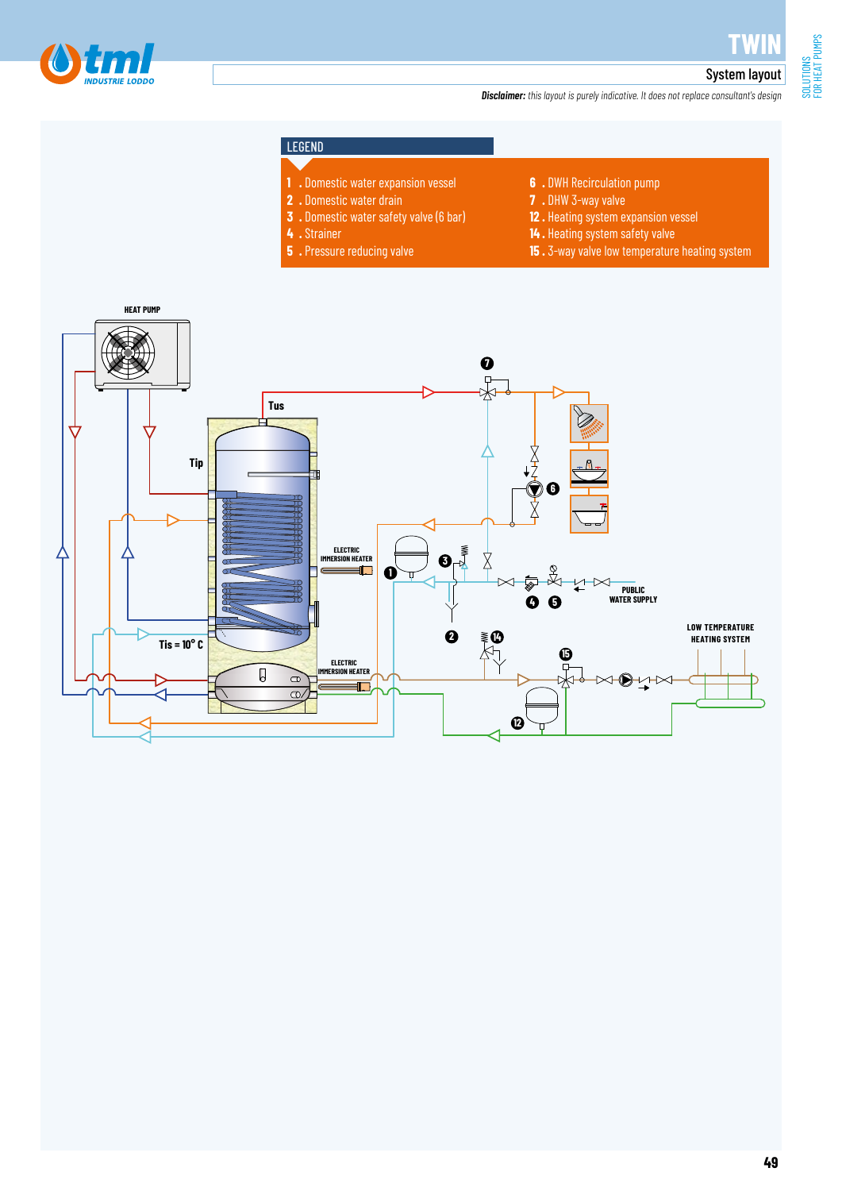# TWIN

## System layout

***Disclaimer:*** *this layout is purely indicative. It does not replace consultant's design*

### LEGEND

1. Domestic water expansion vessel
2. Domestic water drain
3. Domestic water safety valve (6 bar)
4. Strainer
5. Pressure reducing valve
6. DWH Recirculation pump
7. DHW 3-way valve
12. Heating system expansion vessel
14. Heating system safety valve
15. 3-way valve low temperature heating system

HEAT PUMP

Tus

Tip

ELECTRIC IMMERSION HEATER

PUBLIC WATER SUPPLY

LOW TEMPERATURE HEATING SYSTEM

Tis = 10° C

ELECTRIC IMMERSION HEATER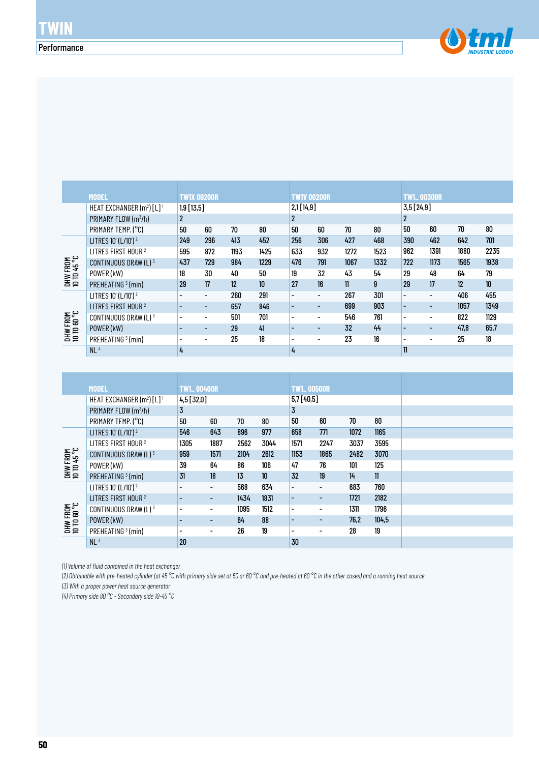# TWIN

## Performance

| | MODEL | TWIX 00200R | | | | TWIV 00200R | | | | TWI_ 00300R | | | |
|---|---|---|---|---|---|---|---|---|---|---|---|---|---|
| | HEAT EXCHANGER ($m^2$) [L] [1] | 1,9 [13,5] | | | | 2,1 [14,9] | | | | 3,5 [24,9] | | | |
| | PRIMARY FLOW ($m^3$/h) | 2 | | | | 2 | | | | 2 | | | |
| | PRIMARY TEMP. (°C) | 50 | 60 | 70 | 80 | 50 | 60 | 70 | 80 | 50 | 60 | 70 | 80 |
| DHW FROM 10 TO 45 °C | LITRES 10' (L/10') [2] | 249 | 296 | 413 | 452 | 256 | 306 | 427 | 468 | 390 | 462 | 642 | 701 |
| | LITRES FIRST HOUR [2] | 595 | 872 | 1193 | 1425 | 633 | 932 | 1272 | 1523 | 962 | 1391 | 1880 | 2235 |
| | CONTINUOUS DRAW (L) [3] | 437 | 729 | 984 | 1229 | 476 | 791 | 1067 | 1332 | 722 | 1173 | 1565 | 1938 |
| | POWER (kW) | 18 | 30 | 40 | 50 | 19 | 32 | 43 | 54 | 29 | 48 | 64 | 79 |
| | PREHEATING [3] (min) | 29 | 17 | 12 | 10 | 27 | 16 | 11 | 9 | 29 | 17 | 12 | 10 |
| DHW FROM 10 TO 60 °C | LITRES 10' (L/10') [2] | - | - | 260 | 291 | - | - | 267 | 301 | - | - | 406 | 455 |
| | LITRES FIRST HOUR [2] | - | - | 657 | 846 | - | - | 699 | 903 | - | - | 1057 | 1349 |
| | CONTINUOUS DRAW (L) [3] | - | - | 501 | 701 | - | - | 546 | 761 | - | - | 822 | 1129 |
| | POWER (kW) | - | - | 29 | 41 | - | - | 32 | 44 | - | - | 47,8 | 65,7 |
| | PREHEATING [3] (min) | - | - | 25 | 18 | - | - | 23 | 16 | - | - | 25 | 18 |
| | NL [4] | 4 | | | | 4 | | | | 11 | | | |

| | MODEL | TWI_ 00400R | | | | TWI_ 00500R | | | |
|---|---|---|---|---|---|---|---|---|---|
| | HEAT EXCHANGER ($m^2$) [L] [1] | 4,5 [32,0] | | | | 5,7 [40,5] | | | |
| | PRIMARY FLOW ($m^3$/h) | 3 | | | | 3 | | | |
| | PRIMARY TEMP. (°C) | 50 | 60 | 70 | 80 | 50 | 60 | 70 | 80 |
| DHW FROM 10 TO 45 °C | LITRES 10' (L/10') [2] | 546 | 643 | 896 | 977 | 658 | 771 | 1072 | 1165 |
| | LITRES FIRST HOUR [2] | 1305 | 1887 | 2562 | 3044 | 1571 | 2247 | 3037 | 3595 |
| | CONTINUOUS DRAW (L) [3] | 959 | 1571 | 2104 | 2612 | 1153 | 1865 | 2482 | 3070 |
| | POWER (kW) | 39 | 64 | 86 | 106 | 47 | 76 | 101 | 125 |
| | PREHEATING [3] (min) | 31 | 18 | 13 | 10 | 32 | 19 | 14 | 11 |
| DHW FROM 10 TO 60 °C | LITRES 10' (L/10') [2] | - | - | 568 | 634 | - | - | 683 | 760 |
| | LITRES FIRST HOUR [2] | - | - | 1434 | 1831 | - | - | 1721 | 2182 |
| | CONTINUOUS DRAW (L) [3] | - | - | 1095 | 1512 | - | - | 1311 | 1796 |
| | POWER (kW) | - | - | 64 | 88 | - | - | 76,2 | 104,5 |
| | PREHEATING [3] (min) | - | - | 26 | 19 | - | - | 28 | 19 |
| | NL [4] | 20 | | | | 30 | | | |

*(1) Volume of fluid contained in the heat exchanger*

*(2) Obtainable with pre-heated cylinder (at 45 °C with primary side set at 50 or 60 °C and pre-heated at 60 °C in the other cases) and a running heat source*

*(3) With a proper power heat source generator*

*(4) Primary side 80 °C - Secondary side 10-45 °C*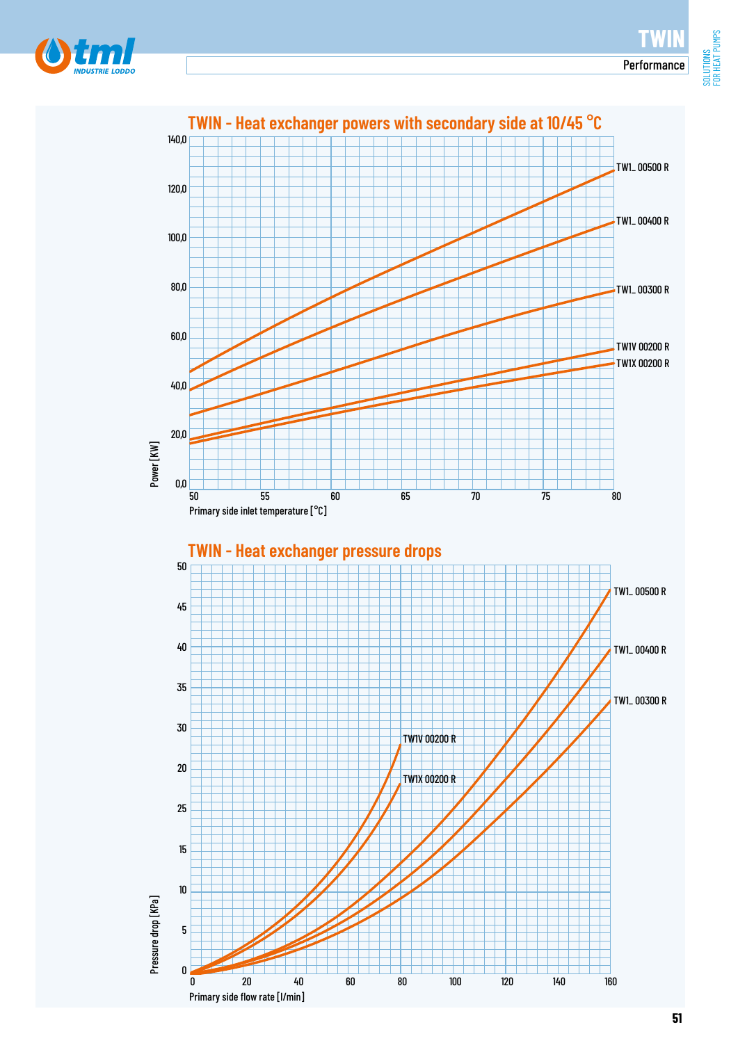## TWIN

Performance

SOLUTIONS FOR HEAT PUMPS

### TWIN - Heat exchanger powers with secondary side at 10/45 °C

Power [KW]

140,0
120,0
100,0
80,0
60,0
40,0
20,0
0,0

50 55 60 65 70 75 80

Primary side inlet temperature [°C]

TW1_ 00500 R
TW1_ 00400 R
TW1_ 00300 R
TW1V 00200 R
TW1X 00200 R

### TWIN - Heat exchanger pressure drops

Pressure drop [KPa]

50
45
40
35
30
20
25
15
10
5
0

0 20 40 60 80 100 120 140 160

Primary side flow rate [l/min]

TW1V 00200 R
TW1X 00200 R
TW1_ 00500 R
TW1_ 00400 R
TW1_ 00300 R